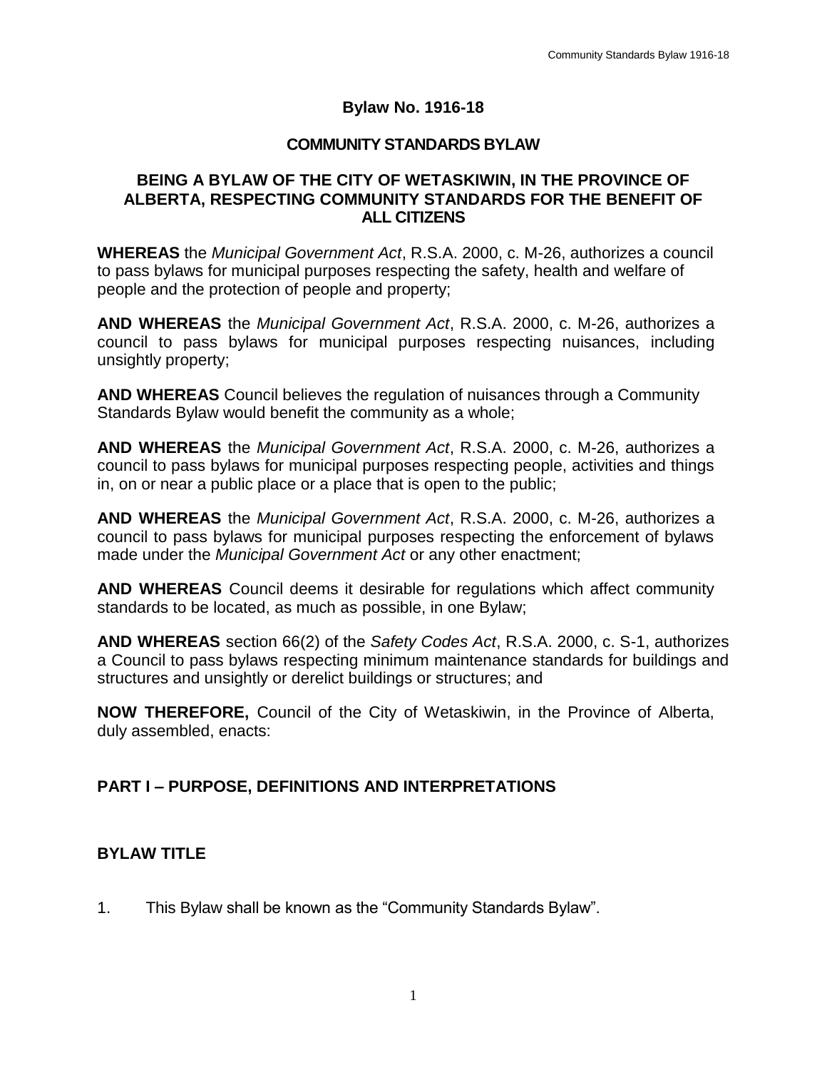# Bylaw No. 1916-18

## COMMUNITY STANDARDS BYLAW

### BEING A BYLAW OF THE CITY OF WETASKIWIN, IN THE PROVINCE OF ALBERTA, RESPECTING COMMUNITY STANDARDS FOR THE BENEFIT OF ALL CITIZENS

**WHEREAS** the *Municipal Government Act*, R.S.A. 2000, c. M-26, authorizes a council to pass bylaws for municipal purposes respecting the safety, health and welfare of people and the protection of people and property;

**AND WHEREAS** the *Municipal Government Act*, R.S.A. 2000, c. M-26, authorizes a council to pass bylaws for municipal purposes respecting nuisances, including unsightly property;

**AND WHEREAS** Council believes the regulation of nuisances through a Community Standards Bylaw would benefit the community as a whole;

**AND WHEREAS** the *Municipal Government Act*, R.S.A. 2000, c. M-26, authorizes a council to pass bylaws for municipal purposes respecting people, activities and things in, on or near a public place or a place that is open to the public;

**AND WHEREAS** the *Municipal Government Act*, R.S.A. 2000, c. M-26, authorizes a council to pass bylaws for municipal purposes respecting the enforcement of bylaws made under the *Municipal Government Act* or any other enactment;

**AND WHEREAS** Council deems it desirable for regulations which affect community standards to be located, as much as possible, in one Bylaw;

**AND WHEREAS** section 66(2) of the *Safety Codes Act*, R.S.A. 2000, c. S-1, authorizes a Council to pass bylaws respecting minimum maintenance standards for buildings and structures and unsightly or derelict buildings or structures; and

**NOW THEREFORE,** Council of the City of Wetaskiwin, in the Province of Alberta, duly assembled, enacts:

## PART I – PURPOSE, DEFINITIONS AND INTERPRETATIONS

### BYLAW TITLE

1. This Bylaw shall be known as the "Community Standards Bylaw".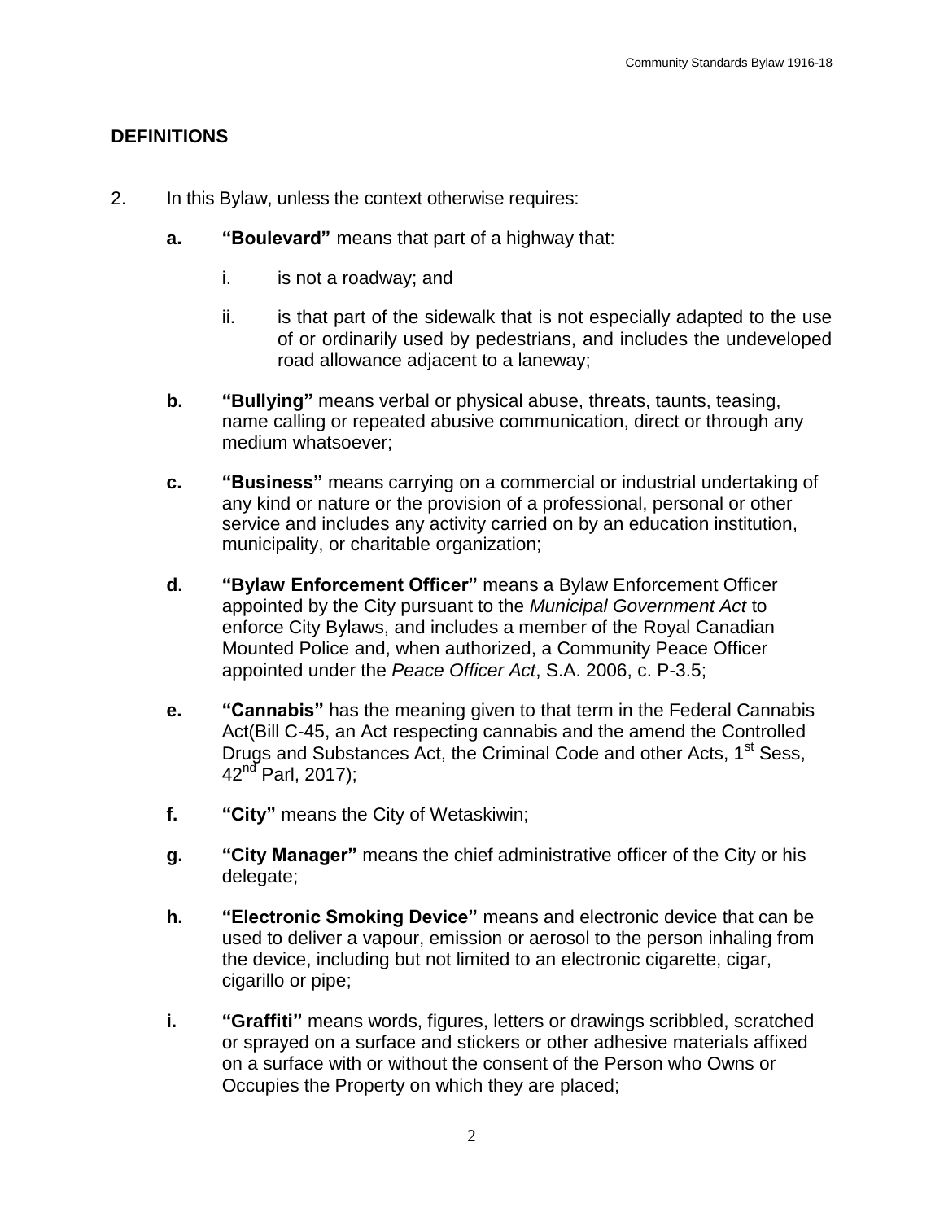## DEFINITIONS

2. In this Bylaw, unless the context otherwise requires:

   **a. "Boulevard"** means that part of a highway that:

      i. is not a roadway; and

      ii. is that part of the sidewalk that is not especially adapted to the use of or ordinarily used by pedestrians, and includes the undeveloped road allowance adjacent to a laneway;

   **b. "Bullying"** means verbal or physical abuse, threats, taunts, teasing, name calling or repeated abusive communication, direct or through any medium whatsoever;

   **c. "Business"** means carrying on a commercial or industrial undertaking of any kind or nature or the provision of a professional, personal or other service and includes any activity carried on by an education institution, municipality, or charitable organization;

   **d. "Bylaw Enforcement Officer"** means a Bylaw Enforcement Officer appointed by the City pursuant to the *Municipal Government Act* to enforce City Bylaws, and includes a member of the Royal Canadian Mounted Police and, when authorized, a Community Peace Officer appointed under the *Peace Officer Act*, S.A. 2006, c. P-3.5;

   **e. "Cannabis"** has the meaning given to that term in the Federal Cannabis Act(Bill C-45, an Act respecting cannabis and the amend the Controlled Drugs and Substances Act, the Criminal Code and other Acts, 1st Sess, 42nd Parl, 2017);

   **f. "City"** means the City of Wetaskiwin;

   **g. "City Manager"** means the chief administrative officer of the City or his delegate;

   **h. "Electronic Smoking Device"** means and electronic device that can be used to deliver a vapour, emission or aerosol to the person inhaling from the device, including but not limited to an electronic cigarette, cigar, cigarillo or pipe;

   **i. "Graffiti"** means words, figures, letters or drawings scribbled, scratched or sprayed on a surface and stickers or other adhesive materials affixed on a surface with or without the consent of the Person who Owns or Occupies the Property on which they are placed;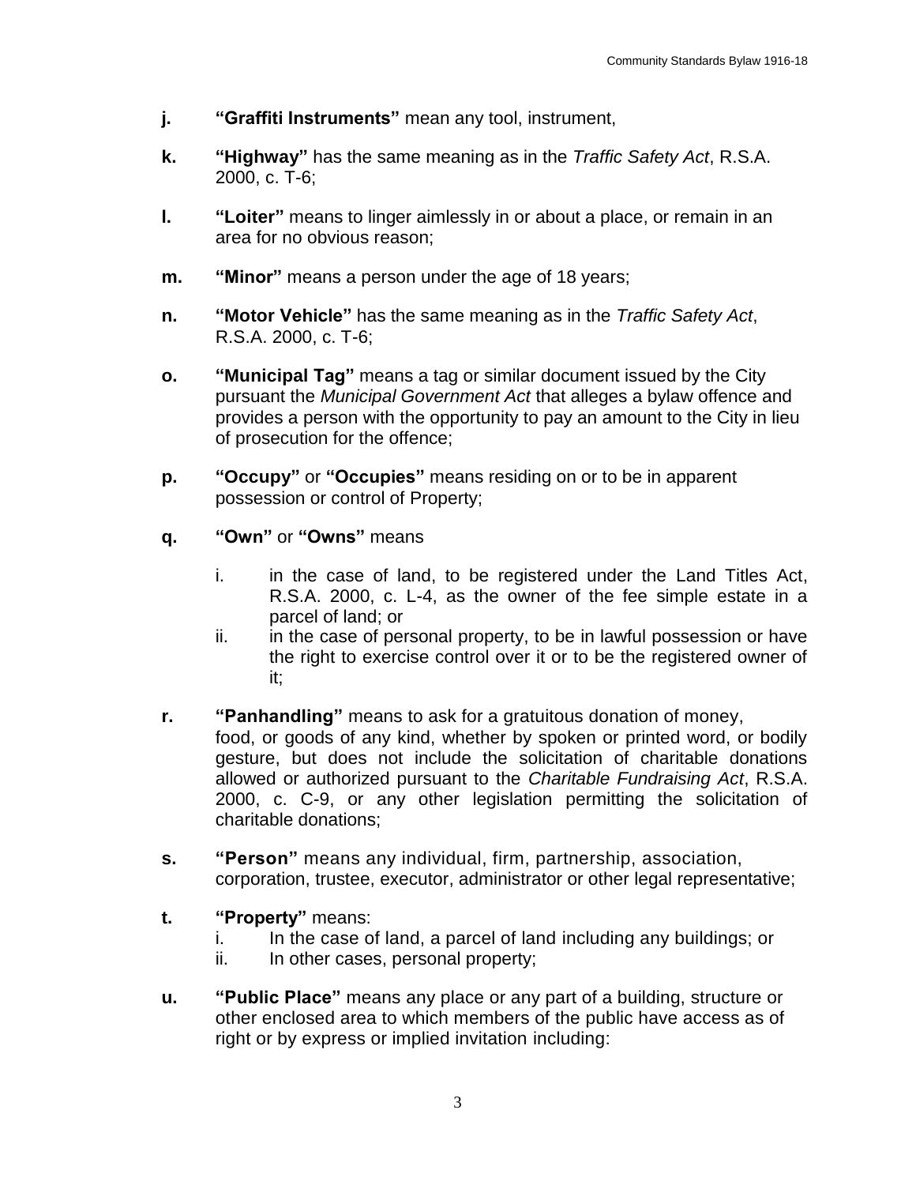**j. "Graffiti Instruments"** mean any tool, instrument,

**k. "Highway"** has the same meaning as in the *Traffic Safety Act*, R.S.A. 2000, c. T-6;

**l. "Loiter"** means to linger aimlessly in or about a place, or remain in an area for no obvious reason;

**m. "Minor"** means a person under the age of 18 years;

**n. "Motor Vehicle"** has the same meaning as in the *Traffic Safety Act*, R.S.A. 2000, c. T-6;

**o. "Municipal Tag"** means a tag or similar document issued by the City pursuant the *Municipal Government Act* that alleges a bylaw offence and provides a person with the opportunity to pay an amount to the City in lieu of prosecution for the offence;

**p. "Occupy"** or **"Occupies"** means residing on or to be in apparent possession or control of Property;

**q. "Own"** or **"Owns"** means

i. in the case of land, to be registered under the Land Titles Act, R.S.A. 2000, c. L-4, as the owner of the fee simple estate in a parcel of land; or

ii. in the case of personal property, to be in lawful possession or have the right to exercise control over it or to be the registered owner of it;

**r. "Panhandling"** means to ask for a gratuitous donation of money, food, or goods of any kind, whether by spoken or printed word, or bodily gesture, but does not include the solicitation of charitable donations allowed or authorized pursuant to the *Charitable Fundraising Act*, R.S.A. 2000, c. C-9, or any other legislation permitting the solicitation of charitable donations;

**s. "Person"** means any individual, firm, partnership, association, corporation, trustee, executor, administrator or other legal representative;

**t. "Property"** means:

i. In the case of land, a parcel of land including any buildings; or

ii. In other cases, personal property;

**u. "Public Place"** means any place or any part of a building, structure or other enclosed area to which members of the public have access as of right or by express or implied invitation including: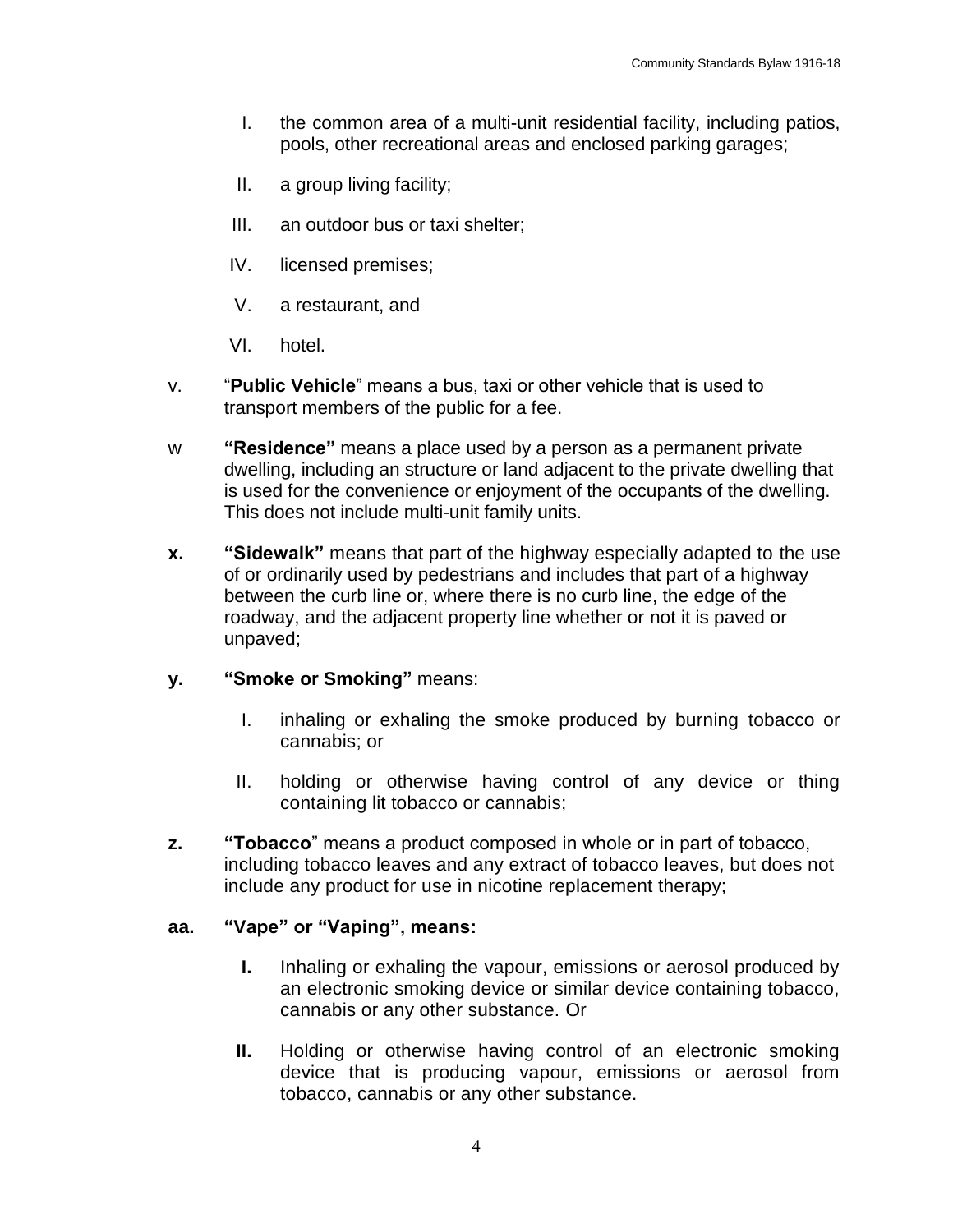I. the common area of a multi-unit residential facility, including patios, pools, other recreational areas and enclosed parking garages;

II. a group living facility;

III. an outdoor bus or taxi shelter;

IV. licensed premises;

V. a restaurant, and

VI. hotel.

v. "**Public Vehicle**" means a bus, taxi or other vehicle that is used to transport members of the public for a fee.

w **"Residence"** means a place used by a person as a permanent private dwelling, including an structure or land adjacent to the private dwelling that is used for the convenience or enjoyment of the occupants of the dwelling. This does not include multi-unit family units.

**x.** **"Sidewalk"** means that part of the highway especially adapted to the use of or ordinarily used by pedestrians and includes that part of a highway between the curb line or, where there is no curb line, the edge of the roadway, and the adjacent property line whether or not it is paved or unpaved;

**y.** **"Smoke or Smoking"** means:

I. inhaling or exhaling the smoke produced by burning tobacco or cannabis; or

II. holding or otherwise having control of any device or thing containing lit tobacco or cannabis;

**z.** **"Tobacco**" means a product composed in whole or in part of tobacco, including tobacco leaves and any extract of tobacco leaves, but does not include any product for use in nicotine replacement therapy;

**aa. "Vape" or "Vaping", means:**

**I.** Inhaling or exhaling the vapour, emissions or aerosol produced by an electronic smoking device or similar device containing tobacco, cannabis or any other substance. Or

**II.** Holding or otherwise having control of an electronic smoking device that is producing vapour, emissions or aerosol from tobacco, cannabis or any other substance.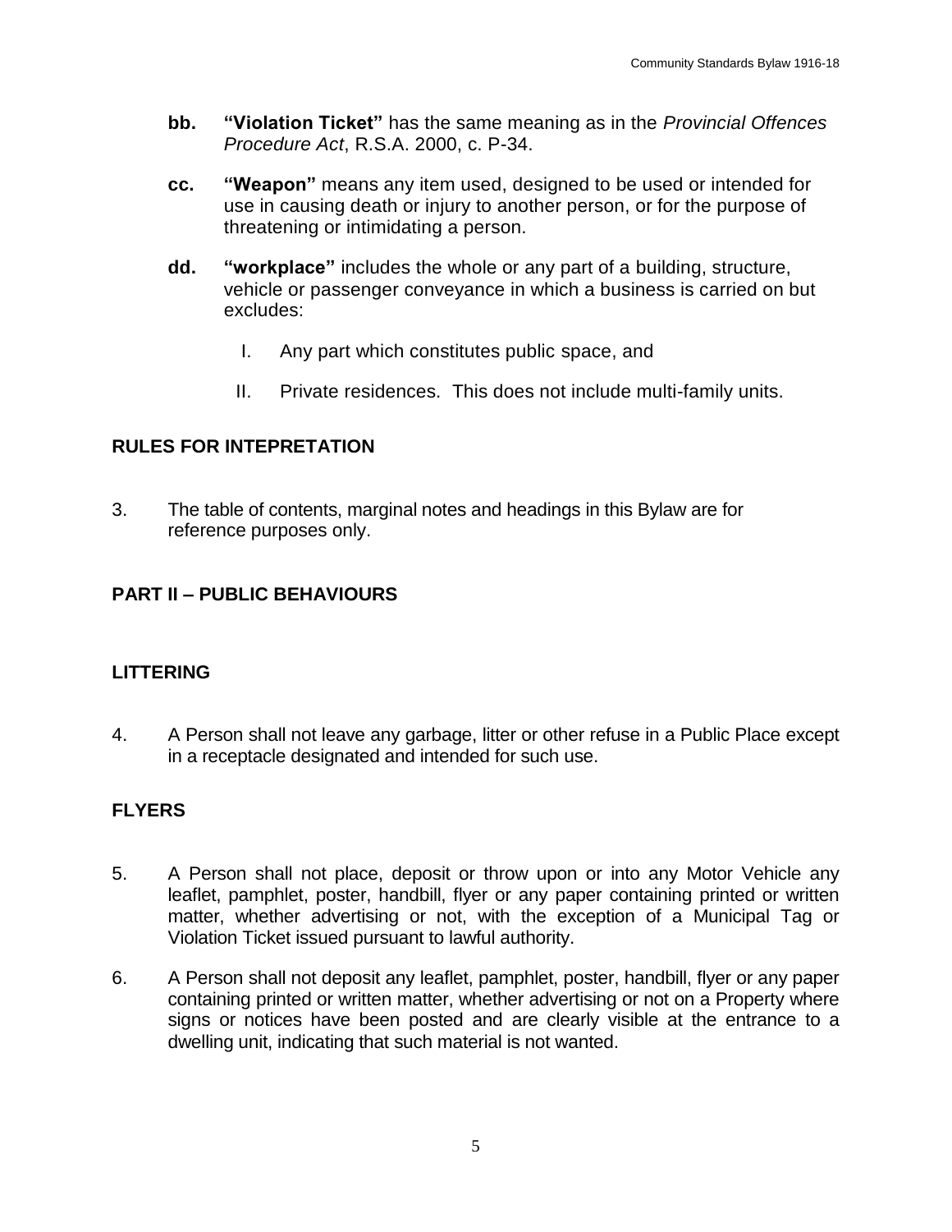**bb.** **"Violation Ticket"** has the same meaning as in the *Provincial Offences Procedure Act*, R.S.A. 2000, c. P-34.

**cc.** **"Weapon"** means any item used, designed to be used or intended for use in causing death or injury to another person, or for the purpose of threatening or intimidating a person.

**dd.** **"workplace"** includes the whole or any part of a building, structure, vehicle or passenger conveyance in which a business is carried on but excludes:

I. Any part which constitutes public space, and

II. Private residences. This does not include multi-family units.

## RULES FOR INTEPRETATION

3. The table of contents, marginal notes and headings in this Bylaw are for reference purposes only.

## PART II – PUBLIC BEHAVIOURS

### LITTERING

4. A Person shall not leave any garbage, litter or other refuse in a Public Place except in a receptacle designated and intended for such use.

### FLYERS

5. A Person shall not place, deposit or throw upon or into any Motor Vehicle any leaflet, pamphlet, poster, handbill, flyer or any paper containing printed or written matter, whether advertising or not, with the exception of a Municipal Tag or Violation Ticket issued pursuant to lawful authority.

6. A Person shall not deposit any leaflet, pamphlet, poster, handbill, flyer or any paper containing printed or written matter, whether advertising or not on a Property where signs or notices have been posted and are clearly visible at the entrance to a dwelling unit, indicating that such material is not wanted.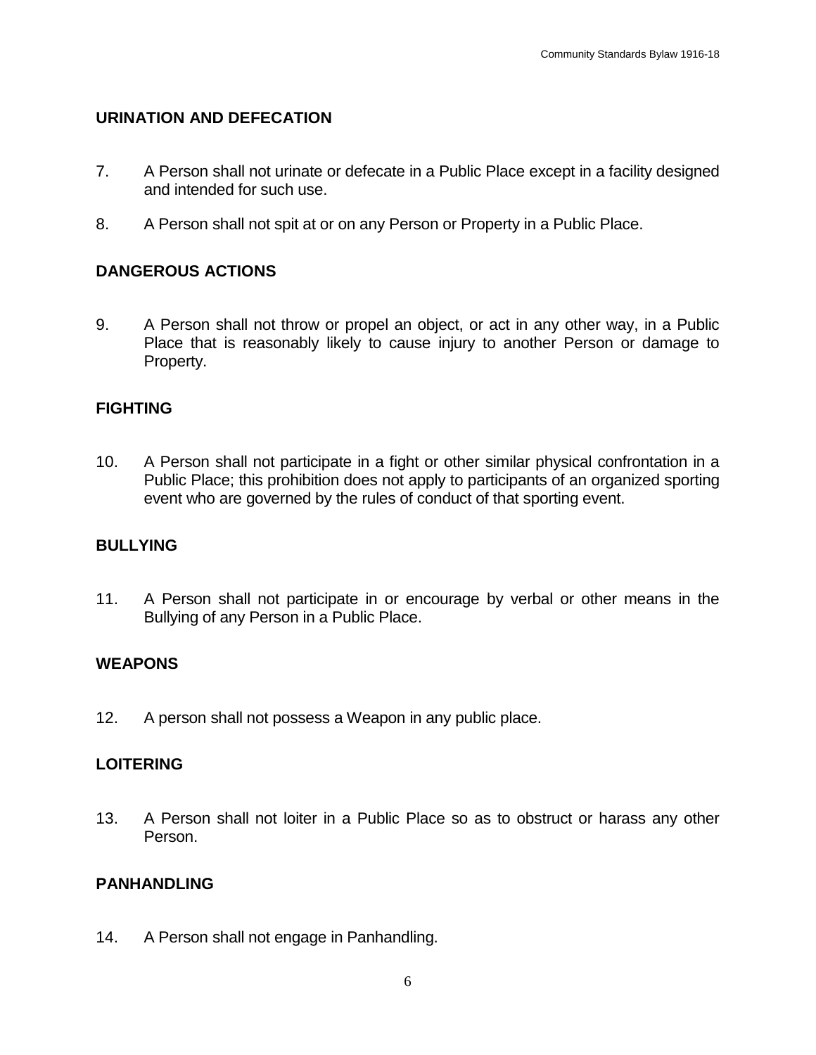## URINATION AND DEFECATION

7. A Person shall not urinate or defecate in a Public Place except in a facility designed and intended for such use.

8. A Person shall not spit at or on any Person or Property in a Public Place.

## DANGEROUS ACTIONS

9. A Person shall not throw or propel an object, or act in any other way, in a Public Place that is reasonably likely to cause injury to another Person or damage to Property.

## FIGHTING

10. A Person shall not participate in a fight or other similar physical confrontation in a Public Place; this prohibition does not apply to participants of an organized sporting event who are governed by the rules of conduct of that sporting event.

## BULLYING

11. A Person shall not participate in or encourage by verbal or other means in the Bullying of any Person in a Public Place.

## WEAPONS

12. A person shall not possess a Weapon in any public place.

## LOITERING

13. A Person shall not loiter in a Public Place so as to obstruct or harass any other Person.

## PANHANDLING

14. A Person shall not engage in Panhandling.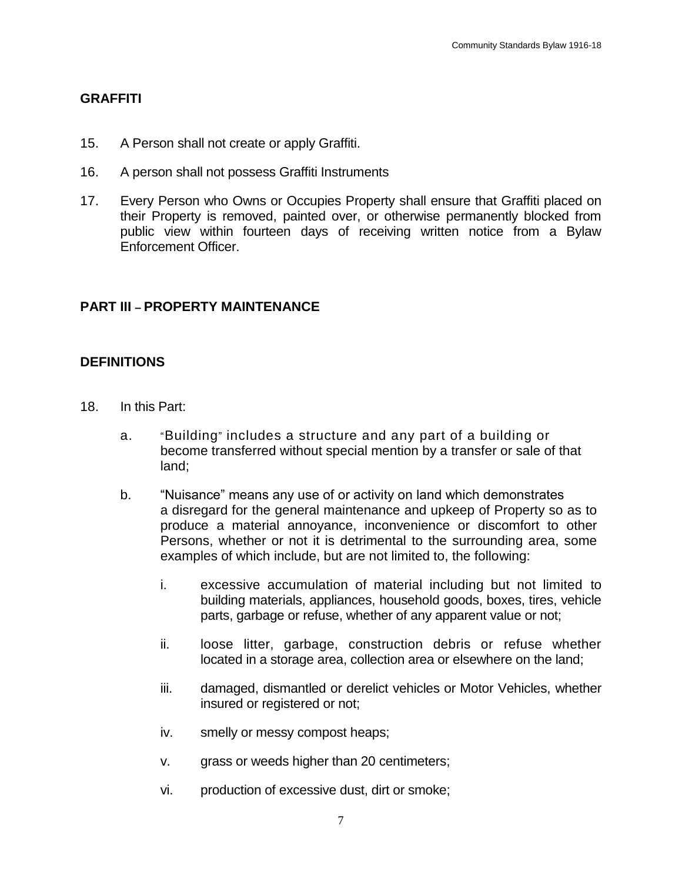## GRAFFITI

15. A Person shall not create or apply Graffiti.

16. A person shall not possess Graffiti Instruments

17. Every Person who Owns or Occupies Property shall ensure that Graffiti placed on their Property is removed, painted over, or otherwise permanently blocked from public view within fourteen days of receiving written notice from a Bylaw Enforcement Officer.

## PART III – PROPERTY MAINTENANCE

## DEFINITIONS

18. In this Part:

    a. "Building" includes a structure and any part of a building or become transferred without special mention by a transfer or sale of that land;

    b. "Nuisance" means any use of or activity on land which demonstrates a disregard for the general maintenance and upkeep of Property so as to produce a material annoyance, inconvenience or discomfort to other Persons, whether or not it is detrimental to the surrounding area, some examples of which include, but are not limited to, the following:

        i. excessive accumulation of material including but not limited to building materials, appliances, household goods, boxes, tires, vehicle parts, garbage or refuse, whether of any apparent value or not;

        ii. loose litter, garbage, construction debris or refuse whether located in a storage area, collection area or elsewhere on the land;

        iii. damaged, dismantled or derelict vehicles or Motor Vehicles, whether insured or registered or not;

        iv. smelly or messy compost heaps;

        v. grass or weeds higher than 20 centimeters;

        vi. production of excessive dust, dirt or smoke;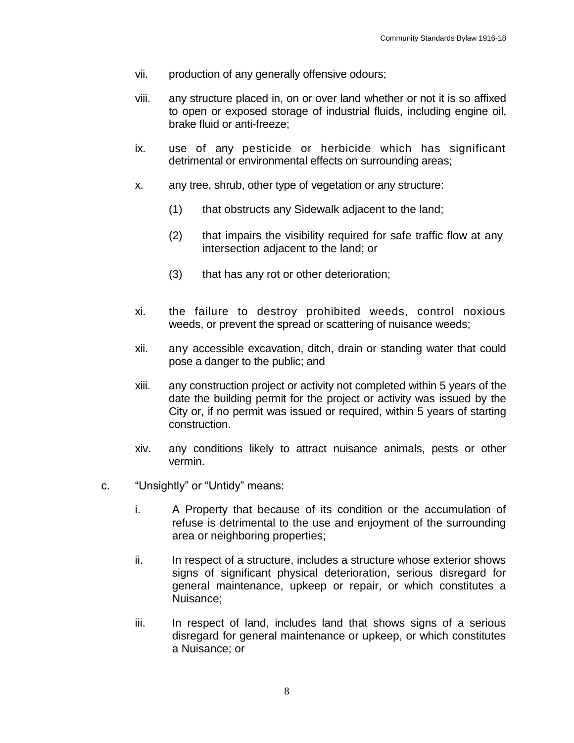vii. production of any generally offensive odours;

viii. any structure placed in, on or over land whether or not it is so affixed to open or exposed storage of industrial fluids, including engine oil, brake fluid or anti-freeze;

ix. use of any pesticide or herbicide which has significant detrimental or environmental effects on surrounding areas;

x. any tree, shrub, other type of vegetation or any structure:

  (1) that obstructs any Sidewalk adjacent to the land;

  (2) that impairs the visibility required for safe traffic flow at any intersection adjacent to the land; or

  (3) that has any rot or other deterioration;

xi. the failure to destroy prohibited weeds, control noxious weeds, or prevent the spread or scattering of nuisance weeds;

xii. any accessible excavation, ditch, drain or standing water that could pose a danger to the public; and

xiii. any construction project or activity not completed within 5 years of the date the building permit for the project or activity was issued by the City or, if no permit was issued or required, within 5 years of starting construction.

xiv. any conditions likely to attract nuisance animals, pests or other vermin.

c. "Unsightly" or "Untidy" means:

  i. A Property that because of its condition or the accumulation of refuse is detrimental to the use and enjoyment of the surrounding area or neighboring properties;

  ii. In respect of a structure, includes a structure whose exterior shows signs of significant physical deterioration, serious disregard for general maintenance, upkeep or repair, or which constitutes a Nuisance;

  iii. In respect of land, includes land that shows signs of a serious disregard for general maintenance or upkeep, or which constitutes a Nuisance; or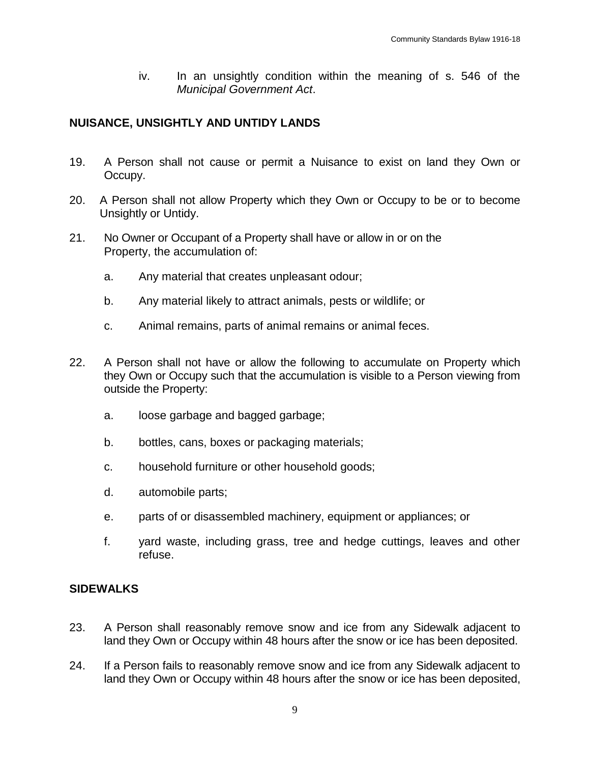iv. In an unsightly condition within the meaning of s. 546 of the *Municipal Government Act*.

## NUISANCE, UNSIGHTLY AND UNTIDY LANDS

19. A Person shall not cause or permit a Nuisance to exist on land they Own or Occupy.

20. A Person shall not allow Property which they Own or Occupy to be or to become Unsightly or Untidy.

21. No Owner or Occupant of a Property shall have or allow in or on the Property, the accumulation of:

    a. Any material that creates unpleasant odour;

    b. Any material likely to attract animals, pests or wildlife; or

    c. Animal remains, parts of animal remains or animal feces.

22. A Person shall not have or allow the following to accumulate on Property which they Own or Occupy such that the accumulation is visible to a Person viewing from outside the Property:

    a. loose garbage and bagged garbage;

    b. bottles, cans, boxes or packaging materials;

    c. household furniture or other household goods;

    d. automobile parts;

    e. parts of or disassembled machinery, equipment or appliances; or

    f. yard waste, including grass, tree and hedge cuttings, leaves and other refuse.

## SIDEWALKS

23. A Person shall reasonably remove snow and ice from any Sidewalk adjacent to land they Own or Occupy within 48 hours after the snow or ice has been deposited.

24. If a Person fails to reasonably remove snow and ice from any Sidewalk adjacent to land they Own or Occupy within 48 hours after the snow or ice has been deposited,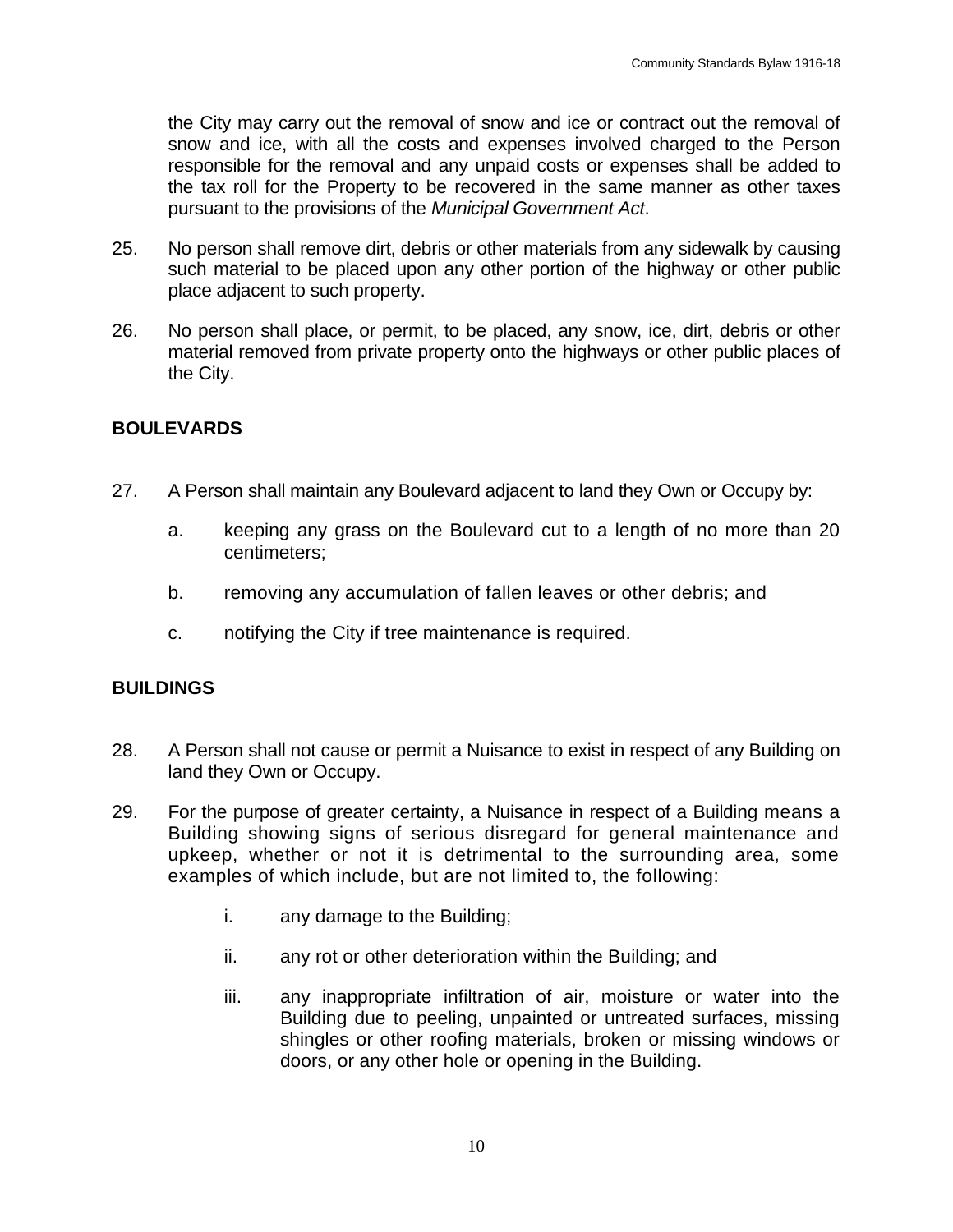the City may carry out the removal of snow and ice or contract out the removal of snow and ice, with all the costs and expenses involved charged to the Person responsible for the removal and any unpaid costs or expenses shall be added to the tax roll for the Property to be recovered in the same manner as other taxes pursuant to the provisions of the *Municipal Government Act*.

25. No person shall remove dirt, debris or other materials from any sidewalk by causing such material to be placed upon any other portion of the highway or other public place adjacent to such property.

26. No person shall place, or permit, to be placed, any snow, ice, dirt, debris or other material removed from private property onto the highways or other public places of the City.

**BOULEVARDS**

27. A Person shall maintain any Boulevard adjacent to land they Own or Occupy by:

    a. keeping any grass on the Boulevard cut to a length of no more than 20 centimeters;

    b. removing any accumulation of fallen leaves or other debris; and

    c. notifying the City if tree maintenance is required.

**BUILDINGS**

28. A Person shall not cause or permit a Nuisance to exist in respect of any Building on land they Own or Occupy.

29. For the purpose of greater certainty, a Nuisance in respect of a Building means a Building showing signs of serious disregard for general maintenance and upkeep, whether or not it is detrimental to the surrounding area, some examples of which include, but are not limited to, the following:

    i. any damage to the Building;

    ii. any rot or other deterioration within the Building; and

    iii. any inappropriate infiltration of air, moisture or water into the Building due to peeling, unpainted or untreated surfaces, missing shingles or other roofing materials, broken or missing windows or doors, or any other hole or opening in the Building.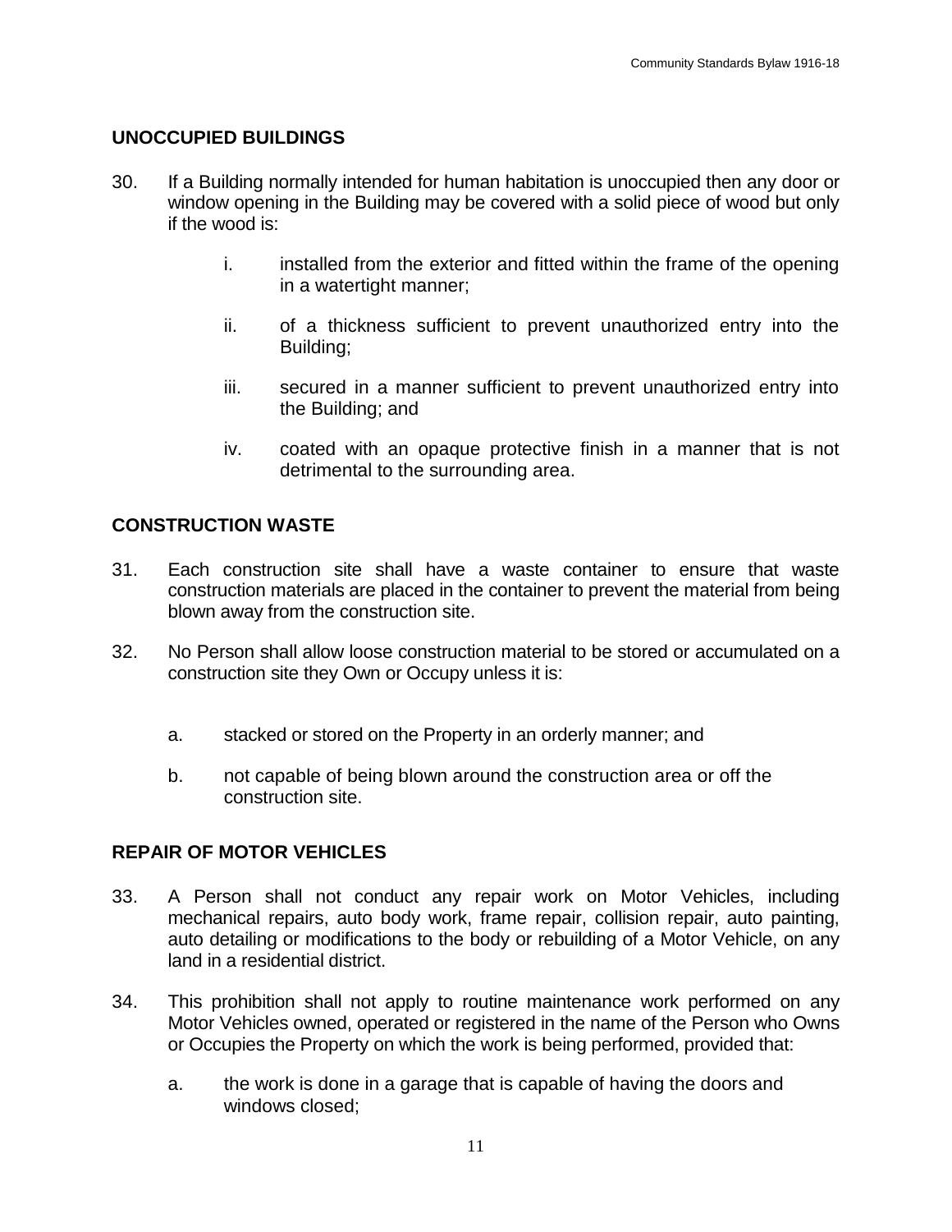## UNOCCUPIED BUILDINGS

30. If a Building normally intended for human habitation is unoccupied then any door or window opening in the Building may be covered with a solid piece of wood but only if the wood is:

    i. installed from the exterior and fitted within the frame of the opening in a watertight manner;

    ii. of a thickness sufficient to prevent unauthorized entry into the Building;

    iii. secured in a manner sufficient to prevent unauthorized entry into the Building; and

    iv. coated with an opaque protective finish in a manner that is not detrimental to the surrounding area.

## CONSTRUCTION WASTE

31. Each construction site shall have a waste container to ensure that waste construction materials are placed in the container to prevent the material from being blown away from the construction site.

32. No Person shall allow loose construction material to be stored or accumulated on a construction site they Own or Occupy unless it is:

    a. stacked or stored on the Property in an orderly manner; and

    b. not capable of being blown around the construction area or off the construction site.

## REPAIR OF MOTOR VEHICLES

33. A Person shall not conduct any repair work on Motor Vehicles, including mechanical repairs, auto body work, frame repair, collision repair, auto painting, auto detailing or modifications to the body or rebuilding of a Motor Vehicle, on any land in a residential district.

34. This prohibition shall not apply to routine maintenance work performed on any Motor Vehicles owned, operated or registered in the name of the Person who Owns or Occupies the Property on which the work is being performed, provided that:

    a. the work is done in a garage that is capable of having the doors and windows closed;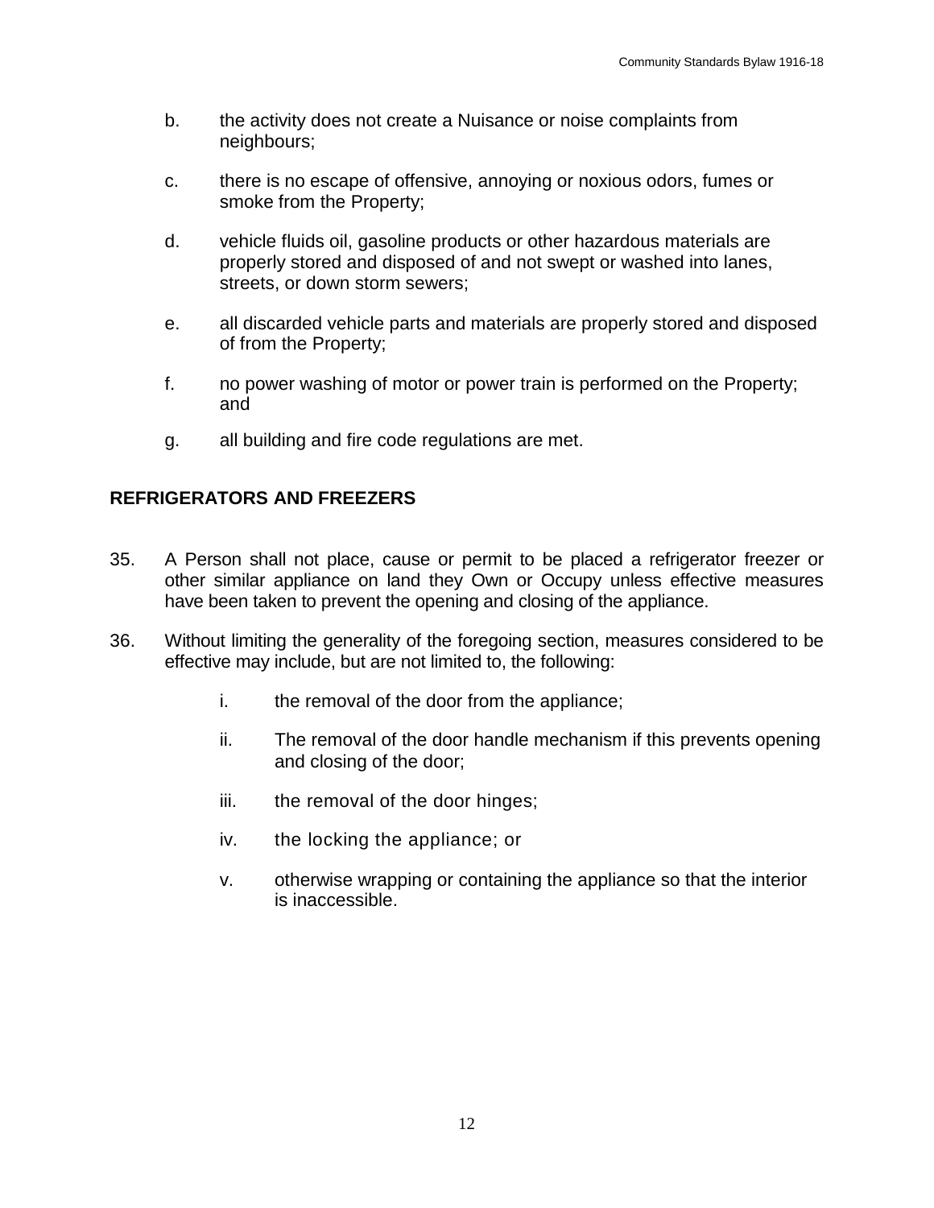b. the activity does not create a Nuisance or noise complaints from neighbours;

c. there is no escape of offensive, annoying or noxious odors, fumes or smoke from the Property;

d. vehicle fluids oil, gasoline products or other hazardous materials are properly stored and disposed of and not swept or washed into lanes, streets, or down storm sewers;

e. all discarded vehicle parts and materials are properly stored and disposed of from the Property;

f. no power washing of motor or power train is performed on the Property; and

g. all building and fire code regulations are met.

## REFRIGERATORS AND FREEZERS

35. A Person shall not place, cause or permit to be placed a refrigerator freezer or other similar appliance on land they Own or Occupy unless effective measures have been taken to prevent the opening and closing of the appliance.

36. Without limiting the generality of the foregoing section, measures considered to be effective may include, but are not limited to, the following:

    i. the removal of the door from the appliance;

    ii. The removal of the door handle mechanism if this prevents opening and closing of the door;

    iii. the removal of the door hinges;

    iv. the locking the appliance; or

    v. otherwise wrapping or containing the appliance so that the interior is inaccessible.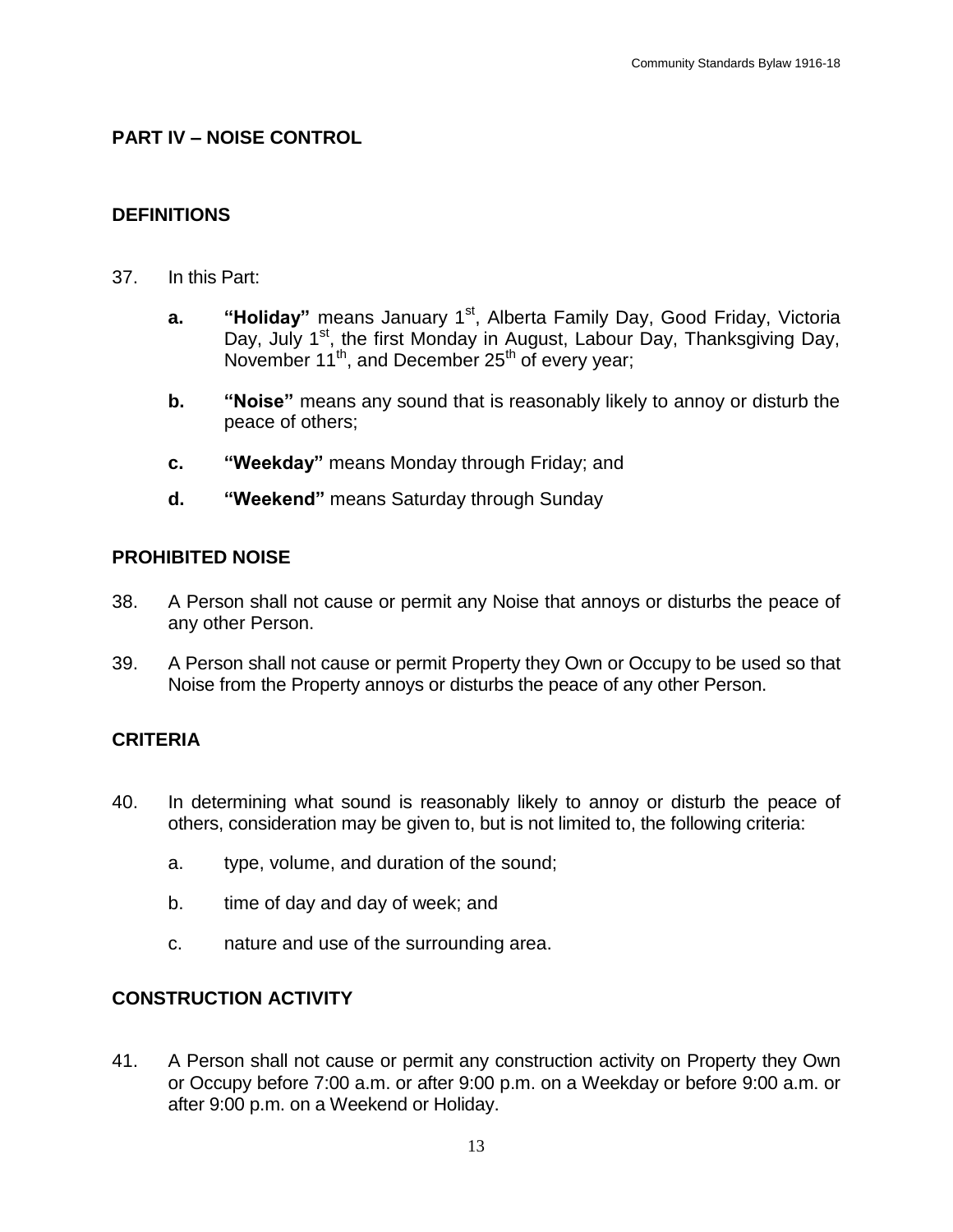## PART IV – NOISE CONTROL

### DEFINITIONS

37. In this Part:

    **a.** **"Holiday"** means January 1st, Alberta Family Day, Good Friday, Victoria Day, July 1st, the first Monday in August, Labour Day, Thanksgiving Day, November 11th, and December 25th of every year;

    **b.** **"Noise"** means any sound that is reasonably likely to annoy or disturb the peace of others;

    **c.** **"Weekday"** means Monday through Friday; and

    **d.** **"Weekend"** means Saturday through Sunday

### PROHIBITED NOISE

38. A Person shall not cause or permit any Noise that annoys or disturbs the peace of any other Person.

39. A Person shall not cause or permit Property they Own or Occupy to be used so that Noise from the Property annoys or disturbs the peace of any other Person.

### CRITERIA

40. In determining what sound is reasonably likely to annoy or disturb the peace of others, consideration may be given to, but is not limited to, the following criteria:

    a. type, volume, and duration of the sound;

    b. time of day and day of week; and

    c. nature and use of the surrounding area.

### CONSTRUCTION ACTIVITY

41. A Person shall not cause or permit any construction activity on Property they Own or Occupy before 7:00 a.m. or after 9:00 p.m. on a Weekday or before 9:00 a.m. or after 9:00 p.m. on a Weekend or Holiday.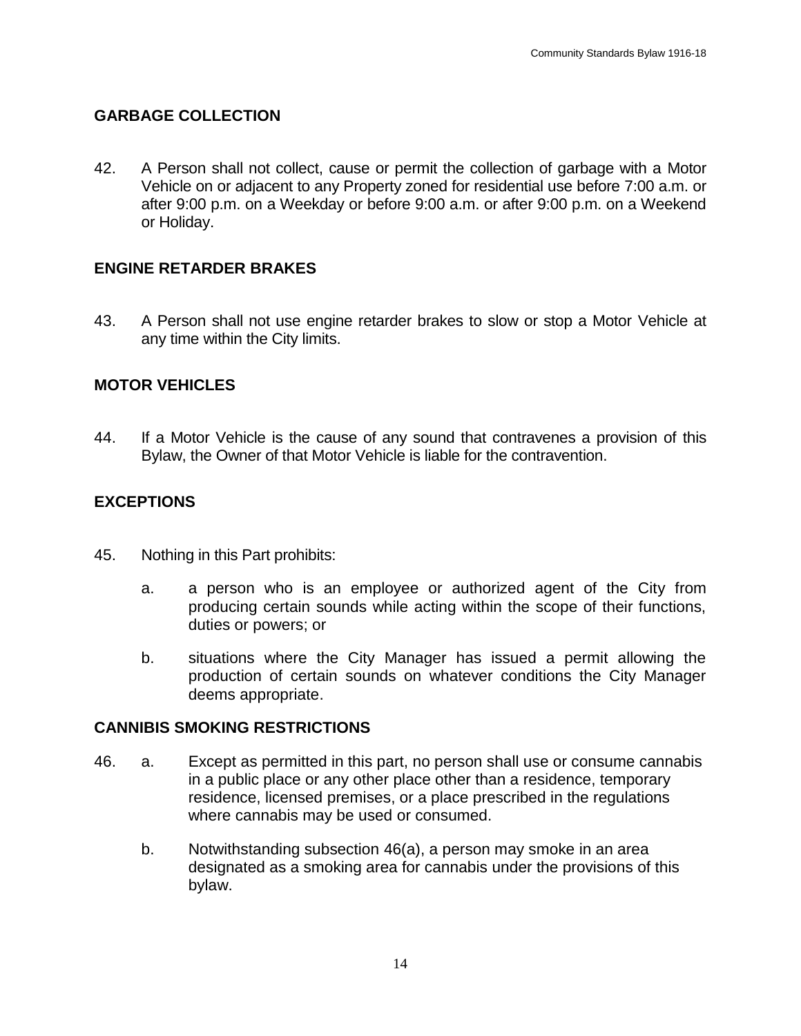## GARBAGE COLLECTION

42. A Person shall not collect, cause or permit the collection of garbage with a Motor Vehicle on or adjacent to any Property zoned for residential use before 7:00 a.m. or after 9:00 p.m. on a Weekday or before 9:00 a.m. or after 9:00 p.m. on a Weekend or Holiday.

## ENGINE RETARDER BRAKES

43. A Person shall not use engine retarder brakes to slow or stop a Motor Vehicle at any time within the City limits.

## MOTOR VEHICLES

44. If a Motor Vehicle is the cause of any sound that contravenes a provision of this Bylaw, the Owner of that Motor Vehicle is liable for the contravention.

## EXCEPTIONS

45. Nothing in this Part prohibits:

    a. a person who is an employee or authorized agent of the City from producing certain sounds while acting within the scope of their functions, duties or powers; or

    b. situations where the City Manager has issued a permit allowing the production of certain sounds on whatever conditions the City Manager deems appropriate.

## CANNIBIS SMOKING RESTRICTIONS

46. a. Except as permitted in this part, no person shall use or consume cannabis in a public place or any other place other than a residence, temporary residence, licensed premises, or a place prescribed in the regulations where cannabis may be used or consumed.

    b. Notwithstanding subsection 46(a), a person may smoke in an area designated as a smoking area for cannabis under the provisions of this bylaw.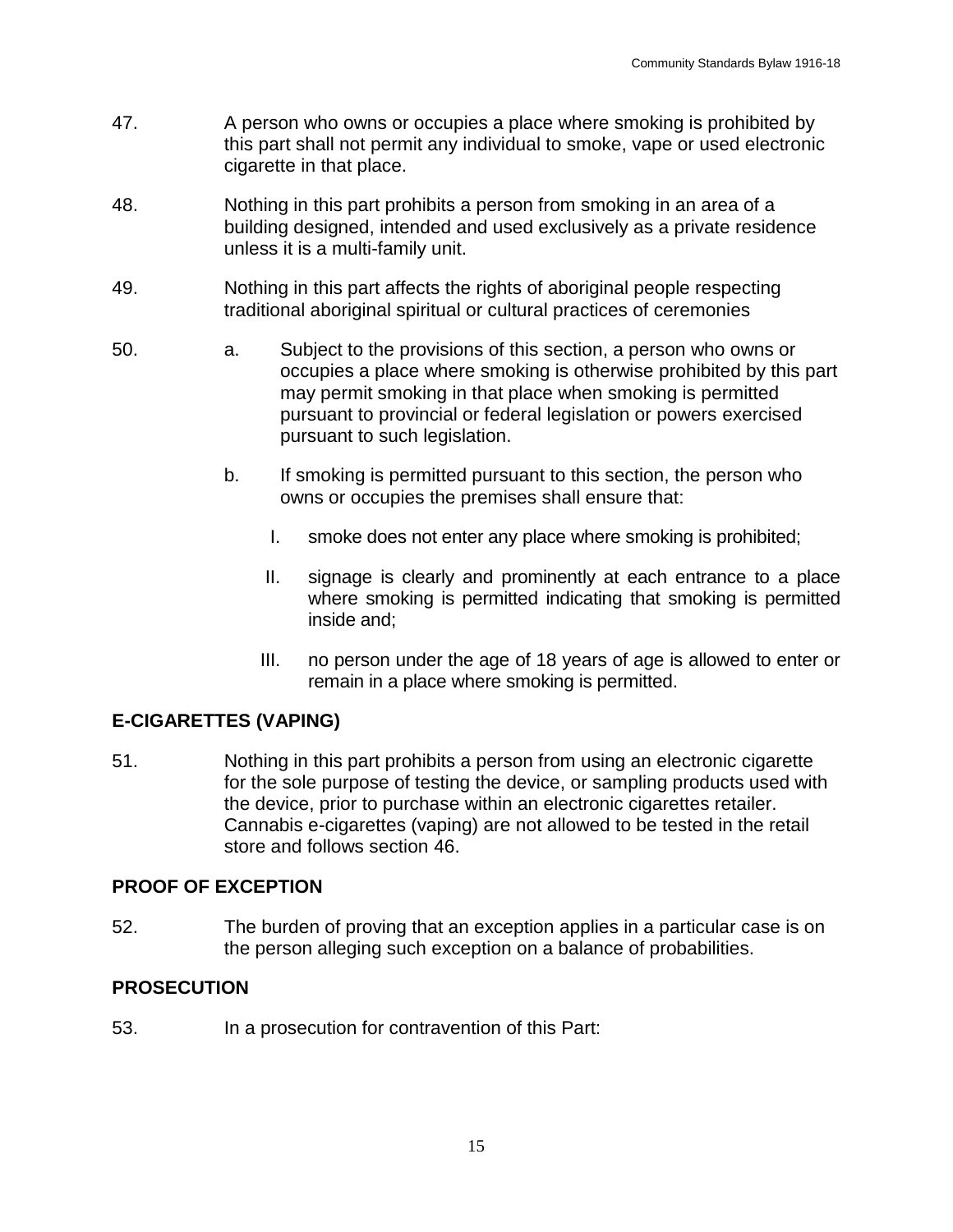47. A person who owns or occupies a place where smoking is prohibited by this part shall not permit any individual to smoke, vape or used electronic cigarette in that place.

48. Nothing in this part prohibits a person from smoking in an area of a building designed, intended and used exclusively as a private residence unless it is a multi-family unit.

49. Nothing in this part affects the rights of aboriginal people respecting traditional aboriginal spiritual or cultural practices of ceremonies

50.
   a. Subject to the provisions of this section, a person who owns or occupies a place where smoking is otherwise prohibited by this part may permit smoking in that place when smoking is permitted pursuant to provincial or federal legislation or powers exercised pursuant to such legislation.

   b. If smoking is permitted pursuant to this section, the person who owns or occupies the premises shall ensure that:

      I. smoke does not enter any place where smoking is prohibited;

      II. signage is clearly and prominently at each entrance to a place where smoking is permitted indicating that smoking is permitted inside and;

      III. no person under the age of 18 years of age is allowed to enter or remain in a place where smoking is permitted.

**E-CIGARETTES (VAPING)**

51. Nothing in this part prohibits a person from using an electronic cigarette for the sole purpose of testing the device, or sampling products used with the device, prior to purchase within an electronic cigarettes retailer. Cannabis e-cigarettes (vaping) are not allowed to be tested in the retail store and follows section 46.

**PROOF OF EXCEPTION**

52. The burden of proving that an exception applies in a particular case is on the person alleging such exception on a balance of probabilities.

**PROSECUTION**

53. In a prosecution for contravention of this Part: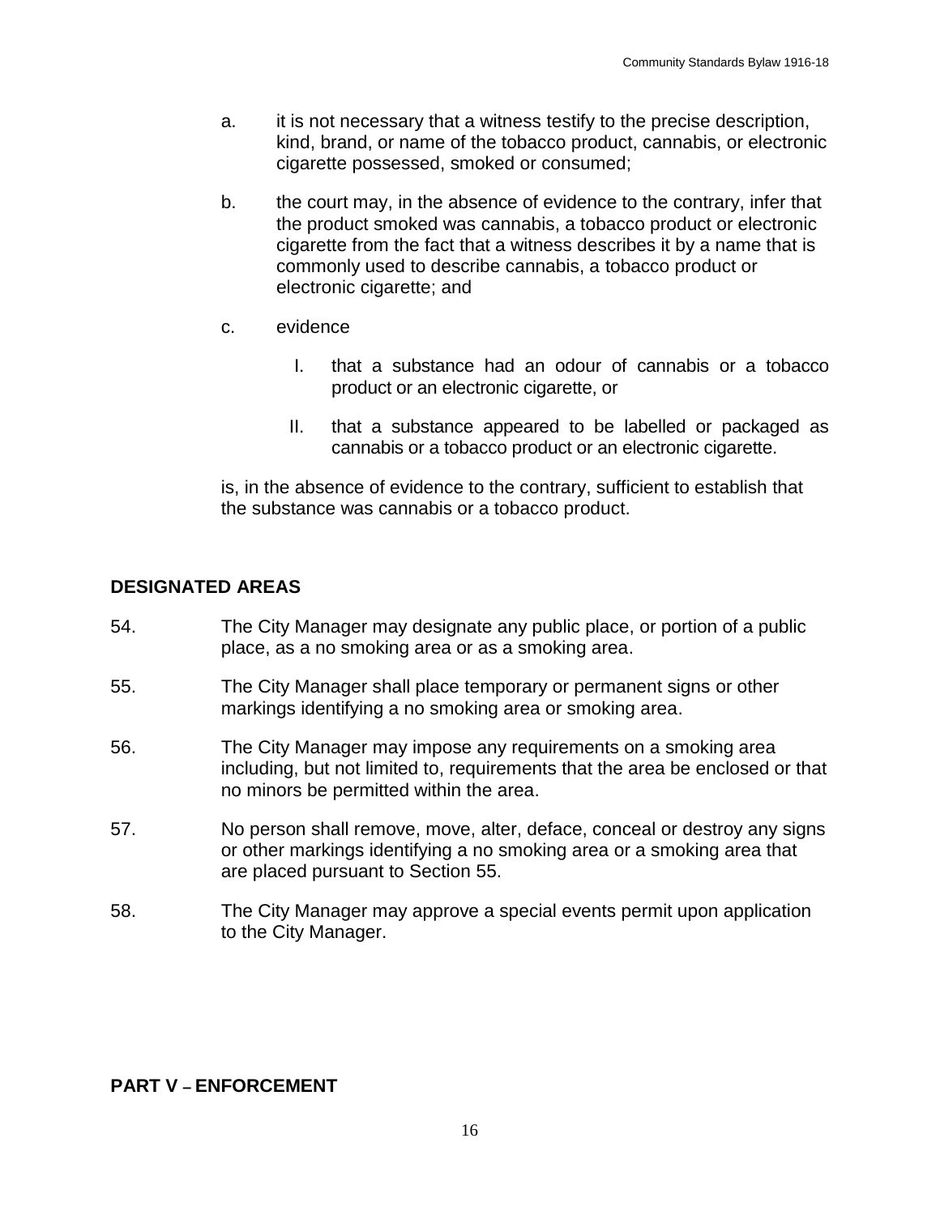a. it is not necessary that a witness testify to the precise description, kind, brand, or name of the tobacco product, cannabis, or electronic cigarette possessed, smoked or consumed;

b. the court may, in the absence of evidence to the contrary, infer that the product smoked was cannabis, a tobacco product or electronic cigarette from the fact that a witness describes it by a name that is commonly used to describe cannabis, a tobacco product or electronic cigarette; and

c. evidence

   I. that a substance had an odour of cannabis or a tobacco product or an electronic cigarette, or

   II. that a substance appeared to be labelled or packaged as cannabis or a tobacco product or an electronic cigarette.

is, in the absence of evidence to the contrary, sufficient to establish that the substance was cannabis or a tobacco product.

## DESIGNATED AREAS

54. The City Manager may designate any public place, or portion of a public place, as a no smoking area or as a smoking area.

55. The City Manager shall place temporary or permanent signs or other markings identifying a no smoking area or smoking area.

56. The City Manager may impose any requirements on a smoking area including, but not limited to, requirements that the area be enclosed or that no minors be permitted within the area.

57. No person shall remove, move, alter, deface, conceal or destroy any signs or other markings identifying a no smoking area or a smoking area that are placed pursuant to Section 55.

58. The City Manager may approve a special events permit upon application to the City Manager.

## PART V – ENFORCEMENT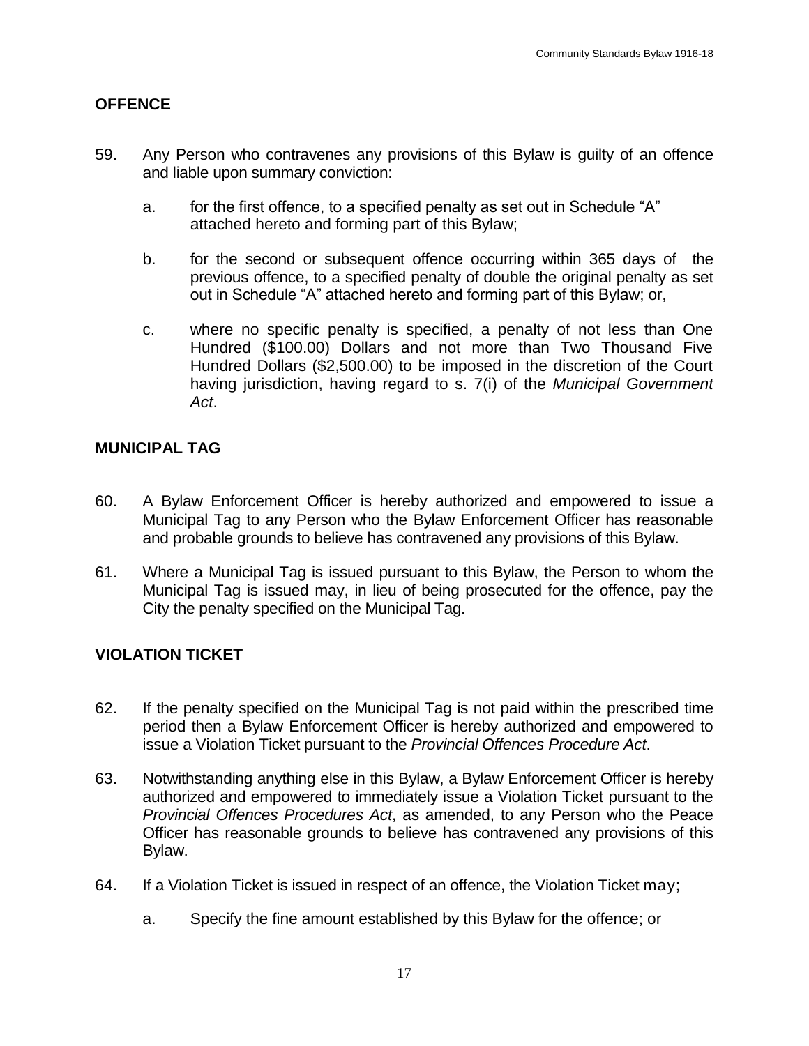## OFFENCE

59. Any Person who contravenes any provisions of this Bylaw is guilty of an offence and liable upon summary conviction:

    a. for the first offence, to a specified penalty as set out in Schedule “A” attached hereto and forming part of this Bylaw;

    b. for the second or subsequent offence occurring within 365 days of the previous offence, to a specified penalty of double the original penalty as set out in Schedule “A” attached hereto and forming part of this Bylaw; or,

    c. where no specific penalty is specified, a penalty of not less than One Hundred ($100.00) Dollars and not more than Two Thousand Five Hundred Dollars ($2,500.00) to be imposed in the discretion of the Court having jurisdiction, having regard to s. 7(i) of the *Municipal Government Act*.

## MUNICIPAL TAG

60. A Bylaw Enforcement Officer is hereby authorized and empowered to issue a Municipal Tag to any Person who the Bylaw Enforcement Officer has reasonable and probable grounds to believe has contravened any provisions of this Bylaw.

61. Where a Municipal Tag is issued pursuant to this Bylaw, the Person to whom the Municipal Tag is issued may, in lieu of being prosecuted for the offence, pay the City the penalty specified on the Municipal Tag.

## VIOLATION TICKET

62. If the penalty specified on the Municipal Tag is not paid within the prescribed time period then a Bylaw Enforcement Officer is hereby authorized and empowered to issue a Violation Ticket pursuant to the *Provincial Offences Procedure Act*.

63. Notwithstanding anything else in this Bylaw, a Bylaw Enforcement Officer is hereby authorized and empowered to immediately issue a Violation Ticket pursuant to the *Provincial Offences Procedures Act*, as amended, to any Person who the Peace Officer has reasonable grounds to believe has contravened any provisions of this Bylaw.

64. If a Violation Ticket is issued in respect of an offence, the Violation Ticket may;

    a. Specify the fine amount established by this Bylaw for the offence; or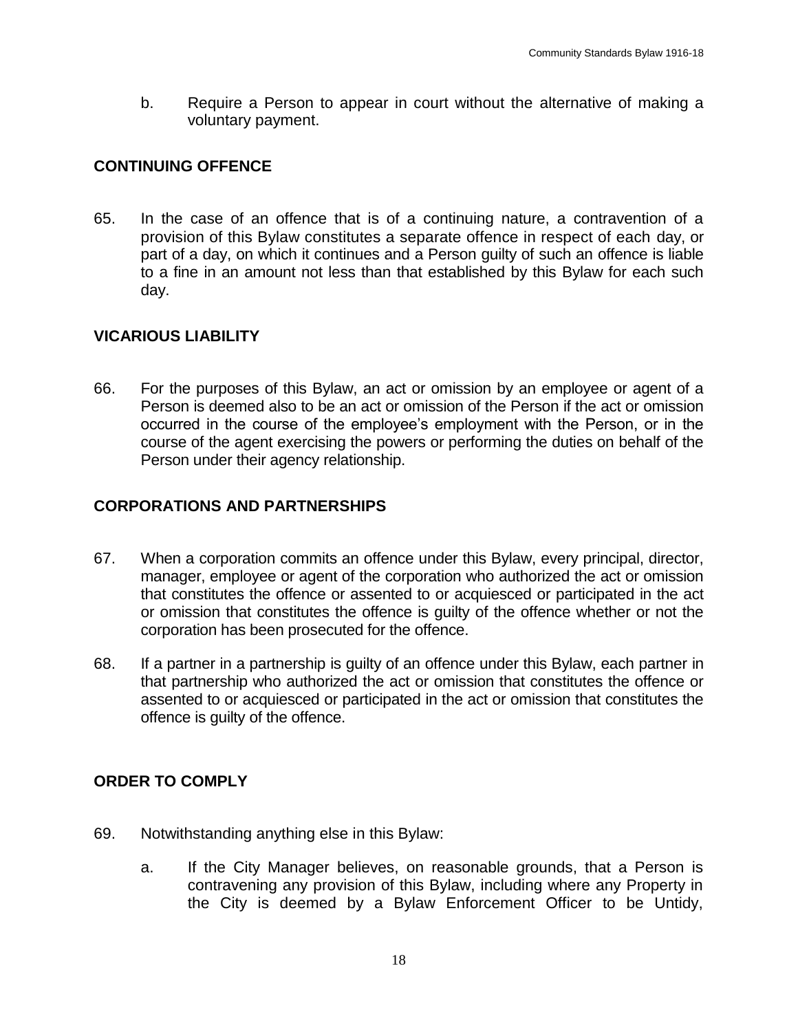b. Require a Person to appear in court without the alternative of making a voluntary payment.

## CONTINUING OFFENCE

65. In the case of an offence that is of a continuing nature, a contravention of a provision of this Bylaw constitutes a separate offence in respect of each day, or part of a day, on which it continues and a Person guilty of such an offence is liable to a fine in an amount not less than that established by this Bylaw for each such day.

## VICARIOUS LIABILITY

66. For the purposes of this Bylaw, an act or omission by an employee or agent of a Person is deemed also to be an act or omission of the Person if the act or omission occurred in the course of the employee's employment with the Person, or in the course of the agent exercising the powers or performing the duties on behalf of the Person under their agency relationship.

## CORPORATIONS AND PARTNERSHIPS

67. When a corporation commits an offence under this Bylaw, every principal, director, manager, employee or agent of the corporation who authorized the act or omission that constitutes the offence or assented to or acquiesced or participated in the act or omission that constitutes the offence is guilty of the offence whether or not the corporation has been prosecuted for the offence.

68. If a partner in a partnership is guilty of an offence under this Bylaw, each partner in that partnership who authorized the act or omission that constitutes the offence or assented to or acquiesced or participated in the act or omission that constitutes the offence is guilty of the offence.

## ORDER TO COMPLY

69. Notwithstanding anything else in this Bylaw:

    a. If the City Manager believes, on reasonable grounds, that a Person is contravening any provision of this Bylaw, including where any Property in the City is deemed by a Bylaw Enforcement Officer to be Untidy,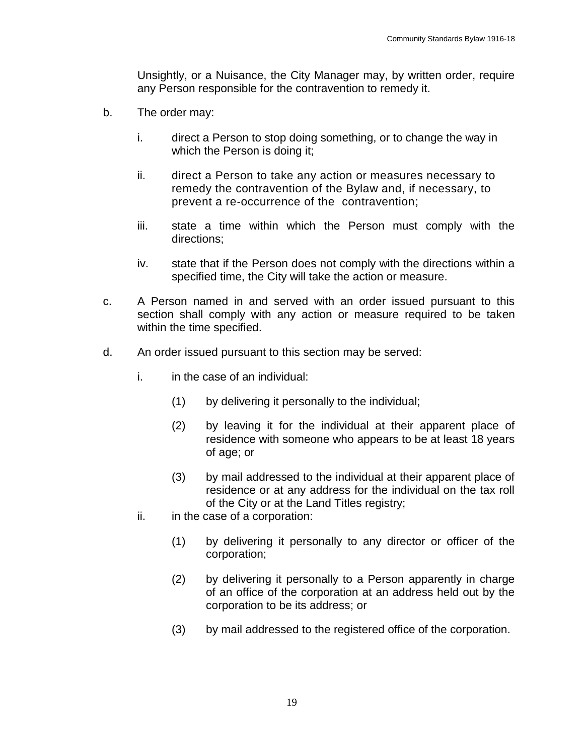Unsightly, or a Nuisance, the City Manager may, by written order, require any Person responsible for the contravention to remedy it.

b. The order may:

   i. direct a Person to stop doing something, or to change the way in which the Person is doing it;

   ii. direct a Person to take any action or measures necessary to remedy the contravention of the Bylaw and, if necessary, to prevent a re-occurrence of the contravention;

   iii. state a time within which the Person must comply with the directions;

   iv. state that if the Person does not comply with the directions within a specified time, the City will take the action or measure.

c. A Person named in and served with an order issued pursuant to this section shall comply with any action or measure required to be taken within the time specified.

d. An order issued pursuant to this section may be served:

   i. in the case of an individual:

      (1) by delivering it personally to the individual;

      (2) by leaving it for the individual at their apparent place of residence with someone who appears to be at least 18 years of age; or

      (3) by mail addressed to the individual at their apparent place of residence or at any address for the individual on the tax roll of the City or at the Land Titles registry;

   ii. in the case of a corporation:

      (1) by delivering it personally to any director or officer of the corporation;

      (2) by delivering it personally to a Person apparently in charge of an office of the corporation at an address held out by the corporation to be its address; or

      (3) by mail addressed to the registered office of the corporation.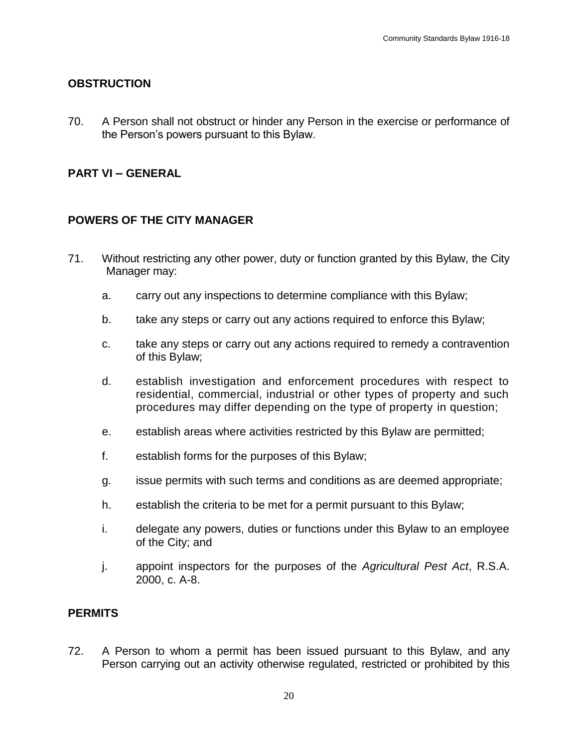## OBSTRUCTION

70. A Person shall not obstruct or hinder any Person in the exercise or performance of the Person's powers pursuant to this Bylaw.

## PART VI – GENERAL

## POWERS OF THE CITY MANAGER

71. Without restricting any other power, duty or function granted by this Bylaw, the City Manager may:

    a. carry out any inspections to determine compliance with this Bylaw;

    b. take any steps or carry out any actions required to enforce this Bylaw;

    c. take any steps or carry out any actions required to remedy a contravention of this Bylaw;

    d. establish investigation and enforcement procedures with respect to residential, commercial, industrial or other types of property and such procedures may differ depending on the type of property in question;

    e. establish areas where activities restricted by this Bylaw are permitted;

    f. establish forms for the purposes of this Bylaw;

    g. issue permits with such terms and conditions as are deemed appropriate;

    h. establish the criteria to be met for a permit pursuant to this Bylaw;

    i. delegate any powers, duties or functions under this Bylaw to an employee of the City; and

    j. appoint inspectors for the purposes of the *Agricultural Pest Act*, R.S.A. 2000, c. A-8.

## PERMITS

72. A Person to whom a permit has been issued pursuant to this Bylaw, and any Person carrying out an activity otherwise regulated, restricted or prohibited by this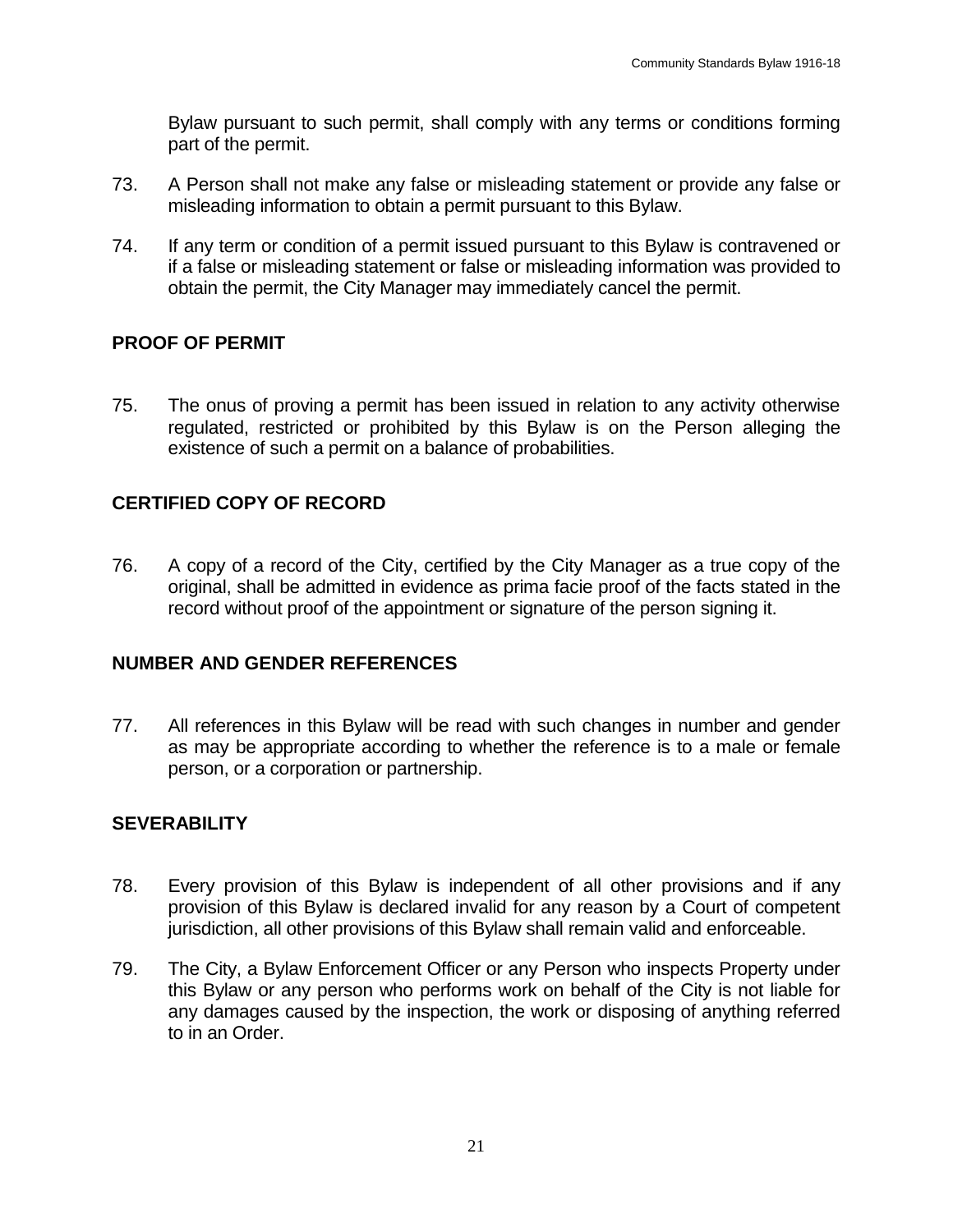Bylaw pursuant to such permit, shall comply with any terms or conditions forming part of the permit.

73. A Person shall not make any false or misleading statement or provide any false or misleading information to obtain a permit pursuant to this Bylaw.

74. If any term or condition of a permit issued pursuant to this Bylaw is contravened or if a false or misleading statement or false or misleading information was provided to obtain the permit, the City Manager may immediately cancel the permit.

## PROOF OF PERMIT

75. The onus of proving a permit has been issued in relation to any activity otherwise regulated, restricted or prohibited by this Bylaw is on the Person alleging the existence of such a permit on a balance of probabilities.

## CERTIFIED COPY OF RECORD

76. A copy of a record of the City, certified by the City Manager as a true copy of the original, shall be admitted in evidence as prima facie proof of the facts stated in the record without proof of the appointment or signature of the person signing it.

## NUMBER AND GENDER REFERENCES

77. All references in this Bylaw will be read with such changes in number and gender as may be appropriate according to whether the reference is to a male or female person, or a corporation or partnership.

## SEVERABILITY

78. Every provision of this Bylaw is independent of all other provisions and if any provision of this Bylaw is declared invalid for any reason by a Court of competent jurisdiction, all other provisions of this Bylaw shall remain valid and enforceable.

79. The City, a Bylaw Enforcement Officer or any Person who inspects Property under this Bylaw or any person who performs work on behalf of the City is not liable for any damages caused by the inspection, the work or disposing of anything referred to in an Order.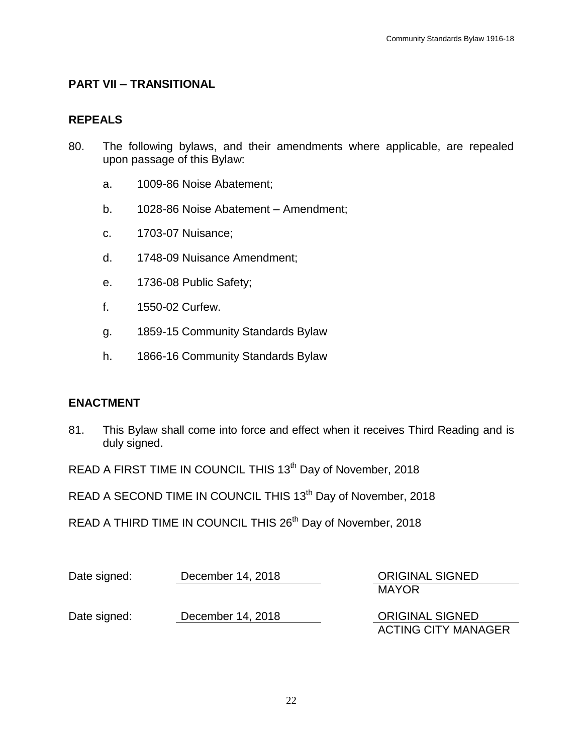## PART VII – TRANSITIONAL

### REPEALS

80. The following bylaws, and their amendments where applicable, are repealed upon passage of this Bylaw:

    a. 1009-86 Noise Abatement;

    b. 1028-86 Noise Abatement – Amendment;

    c. 1703-07 Nuisance;

    d. 1748-09 Nuisance Amendment;

    e. 1736-08 Public Safety;

    f. 1550-02 Curfew.

    g. 1859-15 Community Standards Bylaw

    h. 1866-16 Community Standards Bylaw

### ENACTMENT

81. This Bylaw shall come into force and effect when it receives Third Reading and is duly signed.

READ A FIRST TIME IN COUNCIL THIS 13th Day of November, 2018

READ A SECOND TIME IN COUNCIL THIS 13th Day of November, 2018

READ A THIRD TIME IN COUNCIL THIS 26th Day of November, 2018

Date signed: December 14, 2018 — ORIGINAL SIGNED
MAYOR

Date signed: December 14, 2018 — ORIGINAL SIGNED
ACTING CITY MANAGER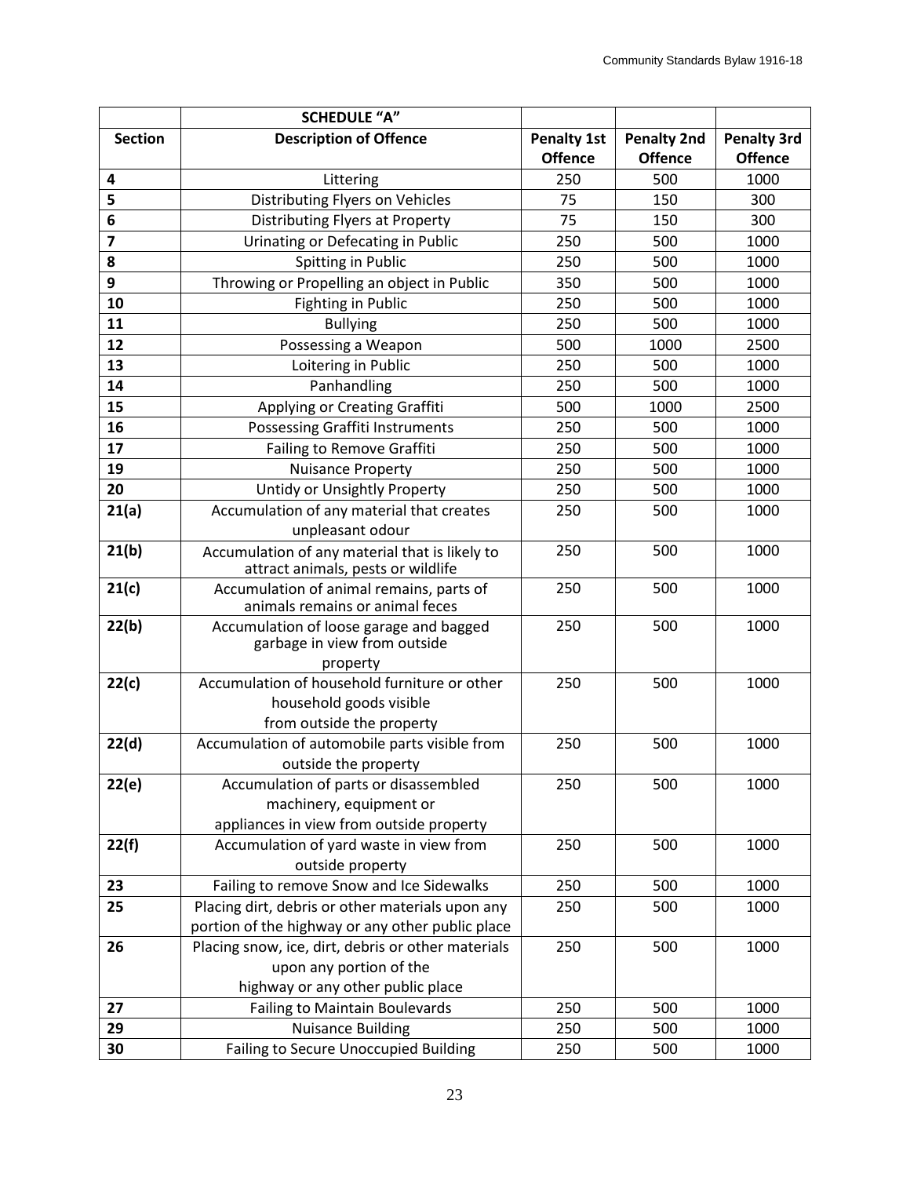| | SCHEDULE "A" | | | |
|---|---|---|---|---|
| **Section** | **Description of Offence** | **Penalty 1st Offence** | **Penalty 2nd Offence** | **Penalty 3rd Offence** |
| **4** | Littering | 250 | 500 | 1000 |
| **5** | Distributing Flyers on Vehicles | 75 | 150 | 300 |
| **6** | Distributing Flyers at Property | 75 | 150 | 300 |
| **7** | Urinating or Defecating in Public | 250 | 500 | 1000 |
| **8** | Spitting in Public | 250 | 500 | 1000 |
| **9** | Throwing or Propelling an object in Public | 350 | 500 | 1000 |
| **10** | Fighting in Public | 250 | 500 | 1000 |
| **11** | Bullying | 250 | 500 | 1000 |
| **12** | Possessing a Weapon | 500 | 1000 | 2500 |
| **13** | Loitering in Public | 250 | 500 | 1000 |
| **14** | Panhandling | 250 | 500 | 1000 |
| **15** | Applying or Creating Graffiti | 500 | 1000 | 2500 |
| **16** | Possessing Graffiti Instruments | 250 | 500 | 1000 |
| **17** | Failing to Remove Graffiti | 250 | 500 | 1000 |
| **19** | Nuisance Property | 250 | 500 | 1000 |
| **20** | Untidy or Unsightly Property | 250 | 500 | 1000 |
| **21(a)** | Accumulation of any material that creates unpleasant odour | 250 | 500 | 1000 |
| **21(b)** | Accumulation of any material that is likely to attract animals, pests or wildlife | 250 | 500 | 1000 |
| **21(c)** | Accumulation of animal remains, parts of animals remains or animal feces | 250 | 500 | 1000 |
| **22(b)** | Accumulation of loose garage and bagged garbage in view from outside property | 250 | 500 | 1000 |
| **22(c)** | Accumulation of household furniture or other household goods visible from outside the property | 250 | 500 | 1000 |
| **22(d)** | Accumulation of automobile parts visible from outside the property | 250 | 500 | 1000 |
| **22(e)** | Accumulation of parts or disassembled machinery, equipment or appliances in view from outside property | 250 | 500 | 1000 |
| **22(f)** | Accumulation of yard waste in view from outside property | 250 | 500 | 1000 |
| **23** | Failing to remove Snow and Ice Sidewalks | 250 | 500 | 1000 |
| **25** | Placing dirt, debris or other materials upon any portion of the highway or any other public place | 250 | 500 | 1000 |
| **26** | Placing snow, ice, dirt, debris or other materials upon any portion of the highway or any other public place | 250 | 500 | 1000 |
| **27** | Failing to Maintain Boulevards | 250 | 500 | 1000 |
| **29** | Nuisance Building | 250 | 500 | 1000 |
| **30** | Failing to Secure Unoccupied Building | 250 | 500 | 1000 |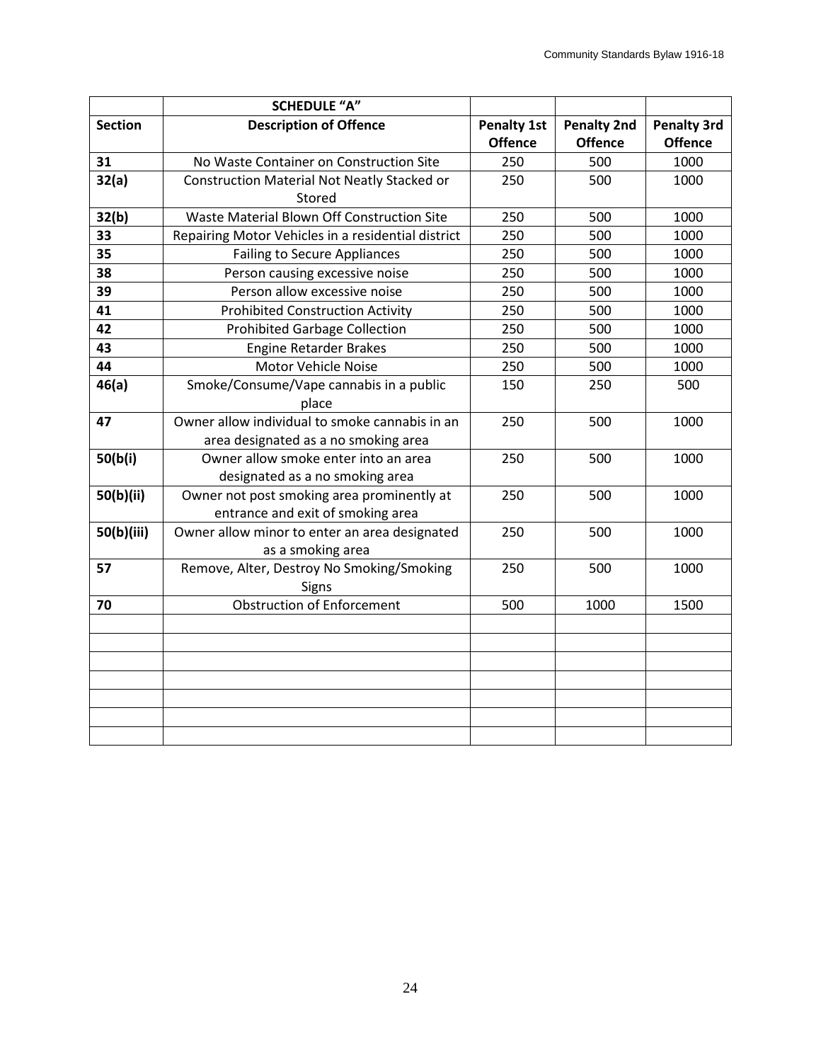| | SCHEDULE "A" | | | |
|---|---|---|---|---|
| **Section** | **Description of Offence** | **Penalty 1st Offence** | **Penalty 2nd Offence** | **Penalty 3rd Offence** |
| **31** | No Waste Container on Construction Site | 250 | 500 | 1000 |
| **32(a)** | Construction Material Not Neatly Stacked or Stored | 250 | 500 | 1000 |
| **32(b)** | Waste Material Blown Off Construction Site | 250 | 500 | 1000 |
| **33** | Repairing Motor Vehicles in a residential district | 250 | 500 | 1000 |
| **35** | Failing to Secure Appliances | 250 | 500 | 1000 |
| **38** | Person causing excessive noise | 250 | 500 | 1000 |
| **39** | Person allow excessive noise | 250 | 500 | 1000 |
| **41** | Prohibited Construction Activity | 250 | 500 | 1000 |
| **42** | Prohibited Garbage Collection | 250 | 500 | 1000 |
| **43** | Engine Retarder Brakes | 250 | 500 | 1000 |
| **44** | Motor Vehicle Noise | 250 | 500 | 1000 |
| **46(a)** | Smoke/Consume/Vape cannabis in a public place | 150 | 250 | 500 |
| **47** | Owner allow individual to smoke cannabis in an area designated as a no smoking area | 250 | 500 | 1000 |
| **50(b(i)** | Owner allow smoke enter into an area designated as a no smoking area | 250 | 500 | 1000 |
| **50(b)(ii)** | Owner not post smoking area prominently at entrance and exit of smoking area | 250 | 500 | 1000 |
| **50(b)(iii)** | Owner allow minor to enter an area designated as a smoking area | 250 | 500 | 1000 |
| **57** | Remove, Alter, Destroy No Smoking/Smoking Signs | 250 | 500 | 1000 |
| **70** | Obstruction of Enforcement | 500 | 1000 | 1500 |
| | | | | |
| | | | | |
| | | | | |
| | | | | |
| | | | | |
| | | | | |
| | | | | |